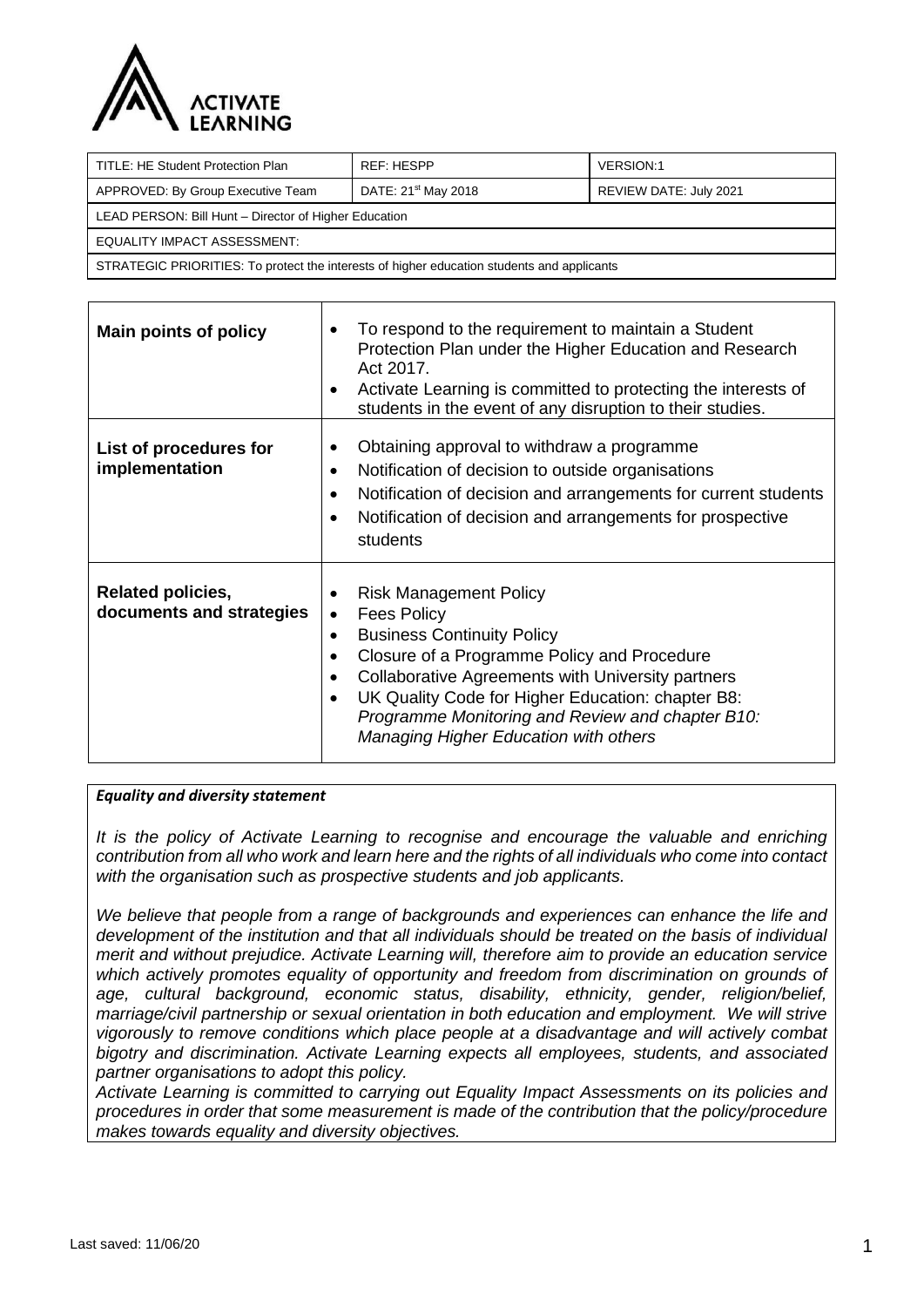| TITLE: HE Student Protection Plan | REF: HESPP | VERSION:1 |
|---|---|---|
| APPROVED: By Group Executive Team | DATE: 21st May 2018 | REVIEW DATE: July 2021 |
| LEAD PERSON: Bill Hunt – Director of Higher Education | | |
| EQUALITY IMPACT ASSESSMENT: | | |
| STRATEGIC PRIORITIES: To protect the interests of higher education students and applicants | | |

| | |
|---|---|
| **Main points of policy** | • To respond to the requirement to maintain a Student Protection Plan under the Higher Education and Research Act 2017.<br>• Activate Learning is committed to protecting the interests of students in the event of any disruption to their studies. |
| **List of procedures for implementation** | • Obtaining approval to withdraw a programme<br>• Notification of decision to outside organisations<br>• Notification of decision and arrangements for current students<br>• Notification of decision and arrangements for prospective students |
| **Related policies, documents and strategies** | • Risk Management Policy<br>• Fees Policy<br>• Business Continuity Policy<br>• Closure of a Programme Policy and Procedure<br>• Collaborative Agreements with University partners<br>• UK Quality Code for Higher Education: chapter B8: *Programme Monitoring and Review and chapter B10: Managing Higher Education with others* |

***Equality and diversity statement***

*It is the policy of Activate Learning to recognise and encourage the valuable and enriching contribution from all who work and learn here and the rights of all individuals who come into contact with the organisation such as prospective students and job applicants.*

*We believe that people from a range of backgrounds and experiences can enhance the life and development of the institution and that all individuals should be treated on the basis of individual merit and without prejudice. Activate Learning will, therefore aim to provide an education service which actively promotes equality of opportunity and freedom from discrimination on grounds of age, cultural background, economic status, disability, ethnicity, gender, religion/belief, marriage/civil partnership or sexual orientation in both education and employment. We will strive vigorously to remove conditions which place people at a disadvantage and will actively combat bigotry and discrimination. Activate Learning expects all employees, students, and associated partner organisations to adopt this policy.*

*Activate Learning is committed to carrying out Equality Impact Assessments on its policies and procedures in order that some measurement is made of the contribution that the policy/procedure makes towards equality and diversity objectives.*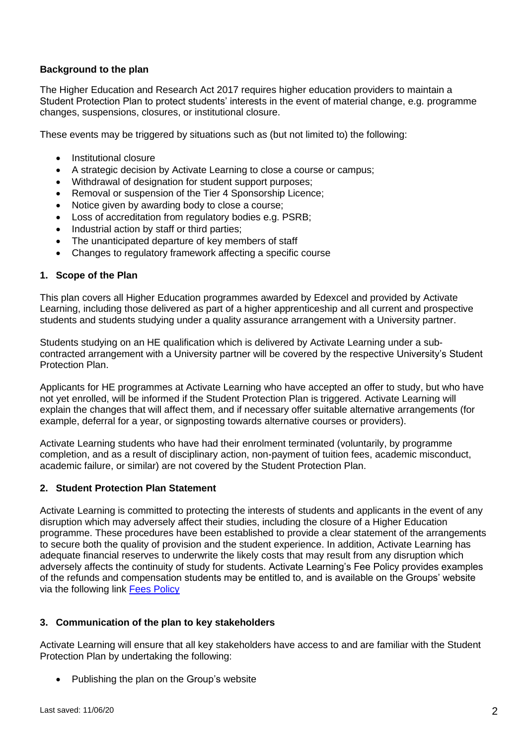**Background to the plan**

The Higher Education and Research Act 2017 requires higher education providers to maintain a Student Protection Plan to protect students' interests in the event of material change, e.g. programme changes, suspensions, closures, or institutional closure.

These events may be triggered by situations such as (but not limited to) the following:

- Institutional closure
- A strategic decision by Activate Learning to close a course or campus;
- Withdrawal of designation for student support purposes;
- Removal or suspension of the Tier 4 Sponsorship Licence;
- Notice given by awarding body to close a course;
- Loss of accreditation from regulatory bodies e.g. PSRB;
- Industrial action by staff or third parties;
- The unanticipated departure of key members of staff
- Changes to regulatory framework affecting a specific course

## 1. Scope of the Plan

This plan covers all Higher Education programmes awarded by Edexcel and provided by Activate Learning, including those delivered as part of a higher apprenticeship and all current and prospective students and students studying under a quality assurance arrangement with a University partner.

Students studying on an HE qualification which is delivered by Activate Learning under a sub-contracted arrangement with a University partner will be covered by the respective University's Student Protection Plan.

Applicants for HE programmes at Activate Learning who have accepted an offer to study, but who have not yet enrolled, will be informed if the Student Protection Plan is triggered. Activate Learning will explain the changes that will affect them, and if necessary offer suitable alternative arrangements (for example, deferral for a year, or signposting towards alternative courses or providers).

Activate Learning students who have had their enrolment terminated (voluntarily, by programme completion, and as a result of disciplinary action, non-payment of tuition fees, academic misconduct, academic failure, or similar) are not covered by the Student Protection Plan.

## 2. Student Protection Plan Statement

Activate Learning is committed to protecting the interests of students and applicants in the event of any disruption which may adversely affect their studies, including the closure of a Higher Education programme. These procedures have been established to provide a clear statement of the arrangements to secure both the quality of provision and the student experience. In addition, Activate Learning has adequate financial reserves to underwrite the likely costs that may result from any disruption which adversely affects the continuity of study for students. Activate Learning's Fee Policy provides examples of the refunds and compensation students may be entitled to, and is available on the Groups' website via the following link Fees Policy

## 3. Communication of the plan to key stakeholders

Activate Learning will ensure that all key stakeholders have access to and are familiar with the Student Protection Plan by undertaking the following:

- Publishing the plan on the Group's website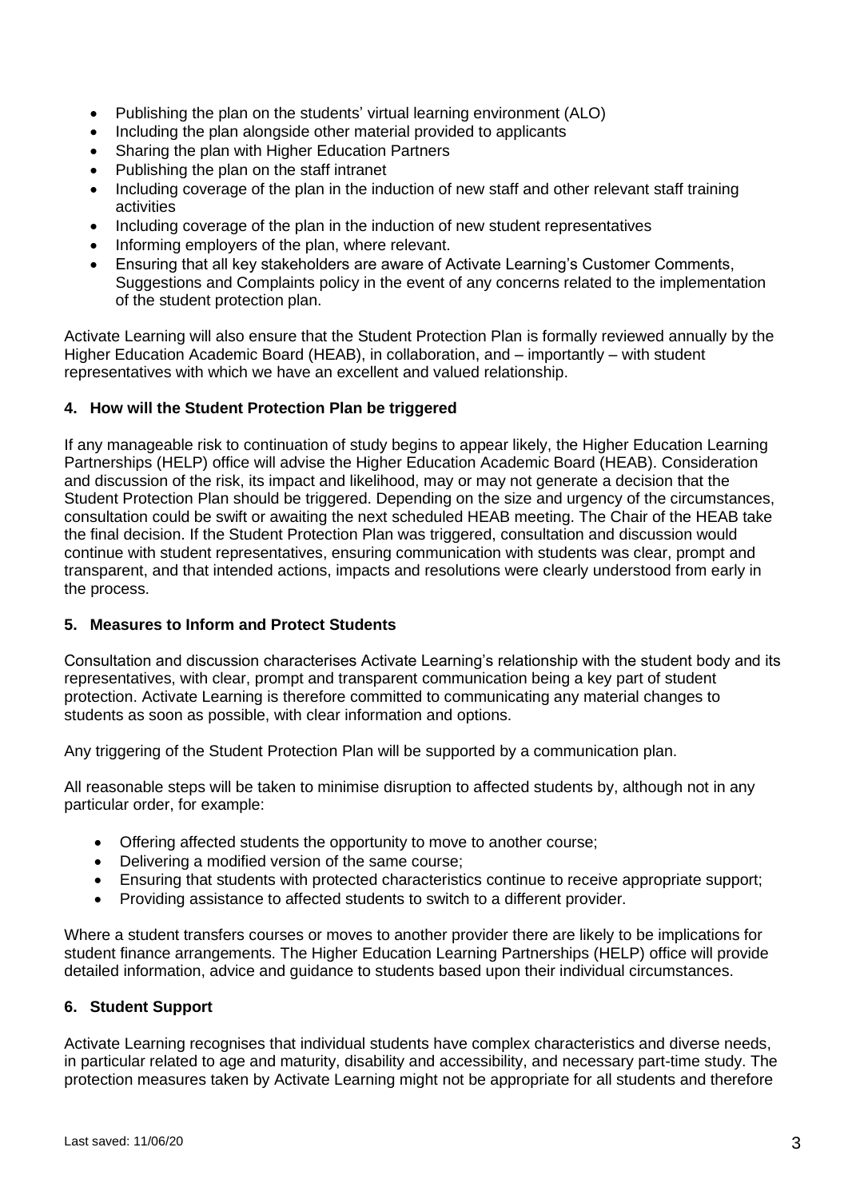- Publishing the plan on the students' virtual learning environment (ALO)
- Including the plan alongside other material provided to applicants
- Sharing the plan with Higher Education Partners
- Publishing the plan on the staff intranet
- Including coverage of the plan in the induction of new staff and other relevant staff training activities
- Including coverage of the plan in the induction of new student representatives
- Informing employers of the plan, where relevant.
- Ensuring that all key stakeholders are aware of Activate Learning's Customer Comments, Suggestions and Complaints policy in the event of any concerns related to the implementation of the student protection plan.

Activate Learning will also ensure that the Student Protection Plan is formally reviewed annually by the Higher Education Academic Board (HEAB), in collaboration, and – importantly – with student representatives with which we have an excellent and valued relationship.

## 4. How will the Student Protection Plan be triggered

If any manageable risk to continuation of study begins to appear likely, the Higher Education Learning Partnerships (HELP) office will advise the Higher Education Academic Board (HEAB). Consideration and discussion of the risk, its impact and likelihood, may or may not generate a decision that the Student Protection Plan should be triggered. Depending on the size and urgency of the circumstances, consultation could be swift or awaiting the next scheduled HEAB meeting. The Chair of the HEAB take the final decision. If the Student Protection Plan was triggered, consultation and discussion would continue with student representatives, ensuring communication with students was clear, prompt and transparent, and that intended actions, impacts and resolutions were clearly understood from early in the process.

## 5. Measures to Inform and Protect Students

Consultation and discussion characterises Activate Learning's relationship with the student body and its representatives, with clear, prompt and transparent communication being a key part of student protection. Activate Learning is therefore committed to communicating any material changes to students as soon as possible, with clear information and options.

Any triggering of the Student Protection Plan will be supported by a communication plan.

All reasonable steps will be taken to minimise disruption to affected students by, although not in any particular order, for example:

- Offering affected students the opportunity to move to another course;
- Delivering a modified version of the same course;
- Ensuring that students with protected characteristics continue to receive appropriate support;
- Providing assistance to affected students to switch to a different provider.

Where a student transfers courses or moves to another provider there are likely to be implications for student finance arrangements. The Higher Education Learning Partnerships (HELP) office will provide detailed information, advice and guidance to students based upon their individual circumstances.

## 6. Student Support

Activate Learning recognises that individual students have complex characteristics and diverse needs, in particular related to age and maturity, disability and accessibility, and necessary part-time study. The protection measures taken by Activate Learning might not be appropriate for all students and therefore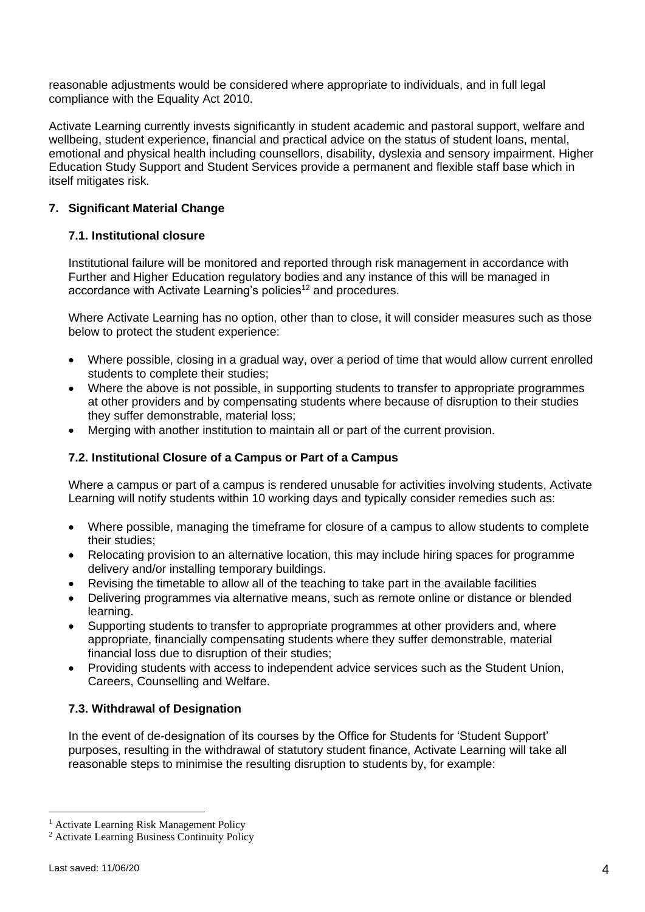reasonable adjustments would be considered where appropriate to individuals, and in full legal compliance with the Equality Act 2010.

Activate Learning currently invests significantly in student academic and pastoral support, welfare and wellbeing, student experience, financial and practical advice on the status of student loans, mental, emotional and physical health including counsellors, disability, dyslexia and sensory impairment. Higher Education Study Support and Student Services provide a permanent and flexible staff base which in itself mitigates risk.

## 7. Significant Material Change

### 7.1. Institutional closure

Institutional failure will be monitored and reported through risk management in accordance with Further and Higher Education regulatory bodies and any instance of this will be managed in accordance with Activate Learning's policies[1][2] and procedures.

Where Activate Learning has no option, other than to close, it will consider measures such as those below to protect the student experience:

- Where possible, closing in a gradual way, over a period of time that would allow current enrolled students to complete their studies;
- Where the above is not possible, in supporting students to transfer to appropriate programmes at other providers and by compensating students where because of disruption to their studies they suffer demonstrable, material loss;
- Merging with another institution to maintain all or part of the current provision.

### 7.2. Institutional Closure of a Campus or Part of a Campus

Where a campus or part of a campus is rendered unusable for activities involving students, Activate Learning will notify students within 10 working days and typically consider remedies such as:

- Where possible, managing the timeframe for closure of a campus to allow students to complete their studies;
- Relocating provision to an alternative location, this may include hiring spaces for programme delivery and/or installing temporary buildings.
- Revising the timetable to allow all of the teaching to take part in the available facilities
- Delivering programmes via alternative means, such as remote online or distance or blended learning.
- Supporting students to transfer to appropriate programmes at other providers and, where appropriate, financially compensating students where they suffer demonstrable, material financial loss due to disruption of their studies;
- Providing students with access to independent advice services such as the Student Union, Careers, Counselling and Welfare.

### 7.3. Withdrawal of Designation

In the event of de-designation of its courses by the Office for Students for 'Student Support' purposes, resulting in the withdrawal of statutory student finance, Activate Learning will take all reasonable steps to minimise the resulting disruption to students by, for example:

[1] Activate Learning Risk Management Policy

[2] Activate Learning Business Continuity Policy

Last saved: 11/06/20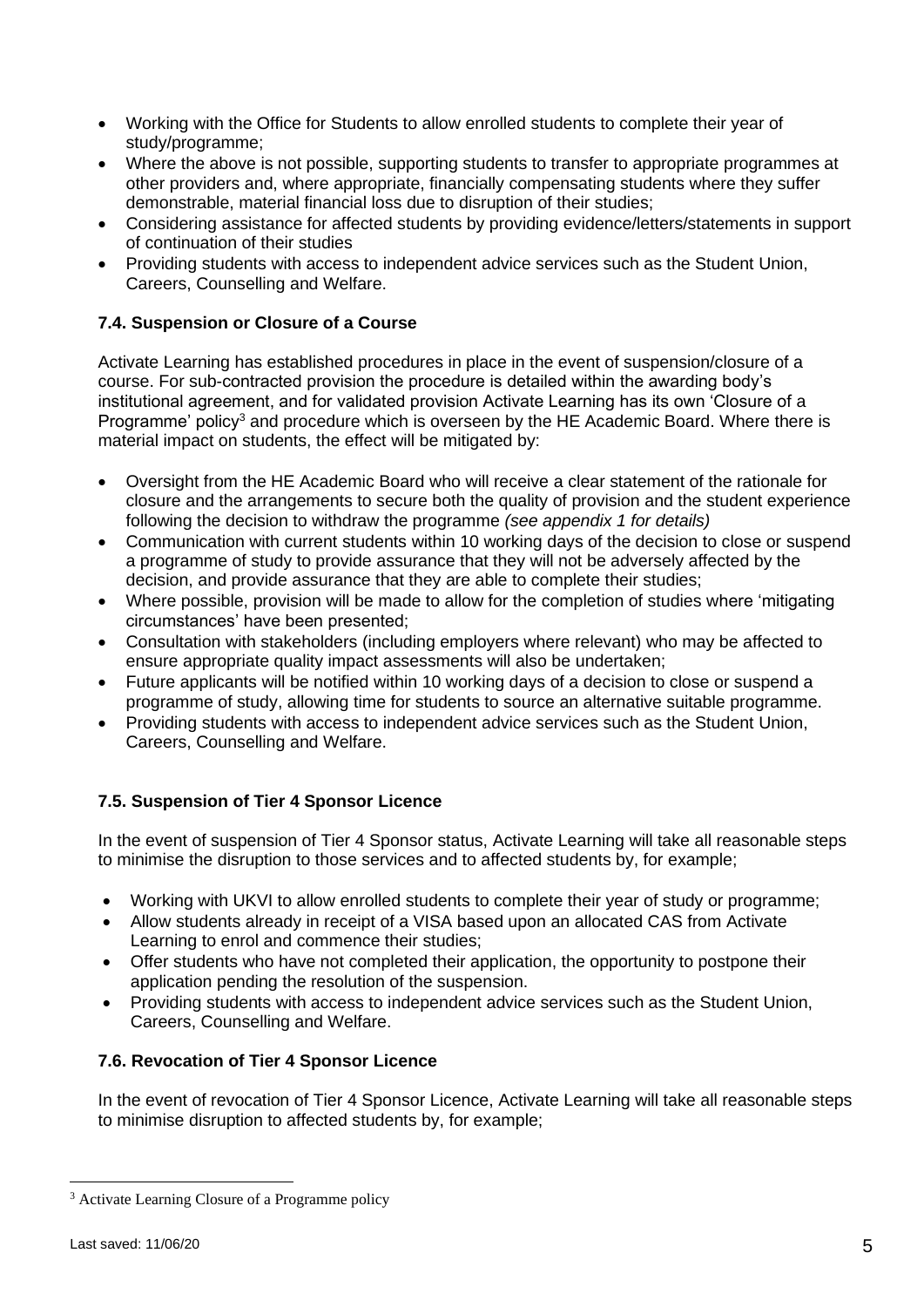- Working with the Office for Students to allow enrolled students to complete their year of study/programme;
- Where the above is not possible, supporting students to transfer to appropriate programmes at other providers and, where appropriate, financially compensating students where they suffer demonstrable, material financial loss due to disruption of their studies;
- Considering assistance for affected students by providing evidence/letters/statements in support of continuation of their studies
- Providing students with access to independent advice services such as the Student Union, Careers, Counselling and Welfare.

### 7.4. Suspension or Closure of a Course

Activate Learning has established procedures in place in the event of suspension/closure of a course. For sub-contracted provision the procedure is detailed within the awarding body's institutional agreement, and for validated provision Activate Learning has its own 'Closure of a Programme' policy[3] and procedure which is overseen by the HE Academic Board. Where there is material impact on students, the effect will be mitigated by:

- Oversight from the HE Academic Board who will receive a clear statement of the rationale for closure and the arrangements to secure both the quality of provision and the student experience following the decision to withdraw the programme *(see appendix 1 for details)*
- Communication with current students within 10 working days of the decision to close or suspend a programme of study to provide assurance that they will not be adversely affected by the decision, and provide assurance that they are able to complete their studies;
- Where possible, provision will be made to allow for the completion of studies where 'mitigating circumstances' have been presented;
- Consultation with stakeholders (including employers where relevant) who may be affected to ensure appropriate quality impact assessments will also be undertaken;
- Future applicants will be notified within 10 working days of a decision to close or suspend a programme of study, allowing time for students to source an alternative suitable programme.
- Providing students with access to independent advice services such as the Student Union, Careers, Counselling and Welfare.

### 7.5. Suspension of Tier 4 Sponsor Licence

In the event of suspension of Tier 4 Sponsor status, Activate Learning will take all reasonable steps to minimise the disruption to those services and to affected students by, for example;

- Working with UKVI to allow enrolled students to complete their year of study or programme;
- Allow students already in receipt of a VISA based upon an allocated CAS from Activate Learning to enrol and commence their studies;
- Offer students who have not completed their application, the opportunity to postpone their application pending the resolution of the suspension.
- Providing students with access to independent advice services such as the Student Union, Careers, Counselling and Welfare.

### 7.6. Revocation of Tier 4 Sponsor Licence

In the event of revocation of Tier 4 Sponsor Licence, Activate Learning will take all reasonable steps to minimise disruption to affected students by, for example;

---

[3] Activate Learning Closure of a Programme policy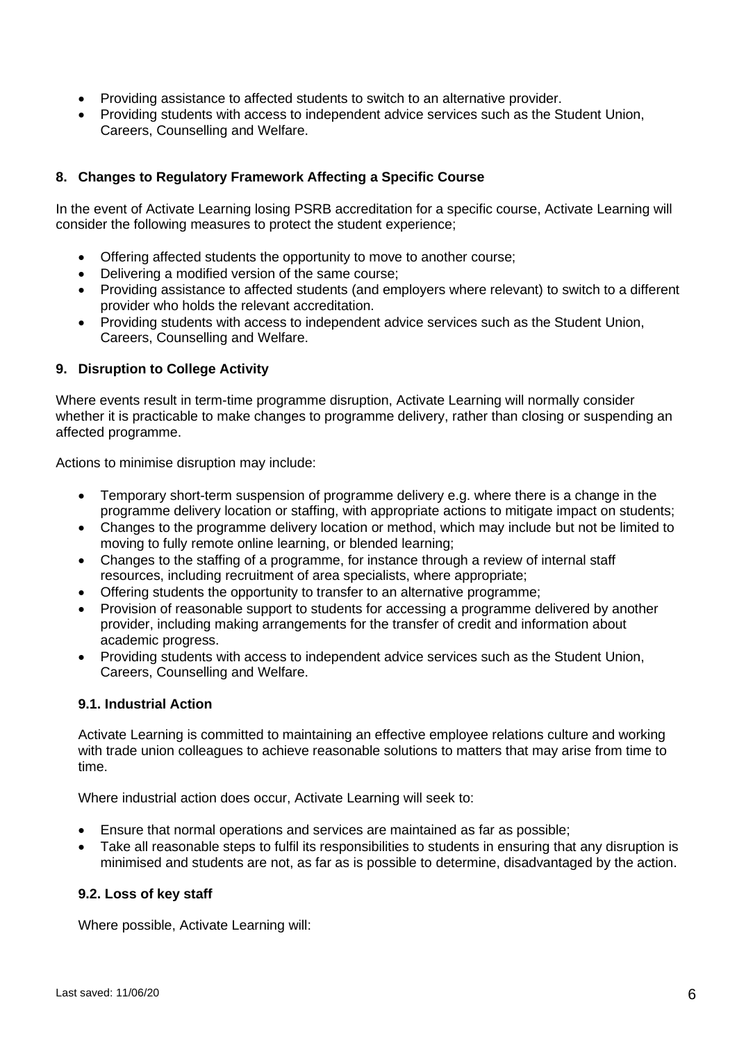- Providing assistance to affected students to switch to an alternative provider.
- Providing students with access to independent advice services such as the Student Union, Careers, Counselling and Welfare.

## 8. Changes to Regulatory Framework Affecting a Specific Course

In the event of Activate Learning losing PSRB accreditation for a specific course, Activate Learning will consider the following measures to protect the student experience;

- Offering affected students the opportunity to move to another course;
- Delivering a modified version of the same course;
- Providing assistance to affected students (and employers where relevant) to switch to a different provider who holds the relevant accreditation.
- Providing students with access to independent advice services such as the Student Union, Careers, Counselling and Welfare.

## 9. Disruption to College Activity

Where events result in term-time programme disruption, Activate Learning will normally consider whether it is practicable to make changes to programme delivery, rather than closing or suspending an affected programme.

Actions to minimise disruption may include:

- Temporary short-term suspension of programme delivery e.g. where there is a change in the programme delivery location or staffing, with appropriate actions to mitigate impact on students;
- Changes to the programme delivery location or method, which may include but not be limited to moving to fully remote online learning, or blended learning;
- Changes to the staffing of a programme, for instance through a review of internal staff resources, including recruitment of area specialists, where appropriate;
- Offering students the opportunity to transfer to an alternative programme;
- Provision of reasonable support to students for accessing a programme delivered by another provider, including making arrangements for the transfer of credit and information about academic progress.
- Providing students with access to independent advice services such as the Student Union, Careers, Counselling and Welfare.

### 9.1. Industrial Action

Activate Learning is committed to maintaining an effective employee relations culture and working with trade union colleagues to achieve reasonable solutions to matters that may arise from time to time.

Where industrial action does occur, Activate Learning will seek to:

- Ensure that normal operations and services are maintained as far as possible;
- Take all reasonable steps to fulfil its responsibilities to students in ensuring that any disruption is minimised and students are not, as far as is possible to determine, disadvantaged by the action.

### 9.2. Loss of key staff

Where possible, Activate Learning will: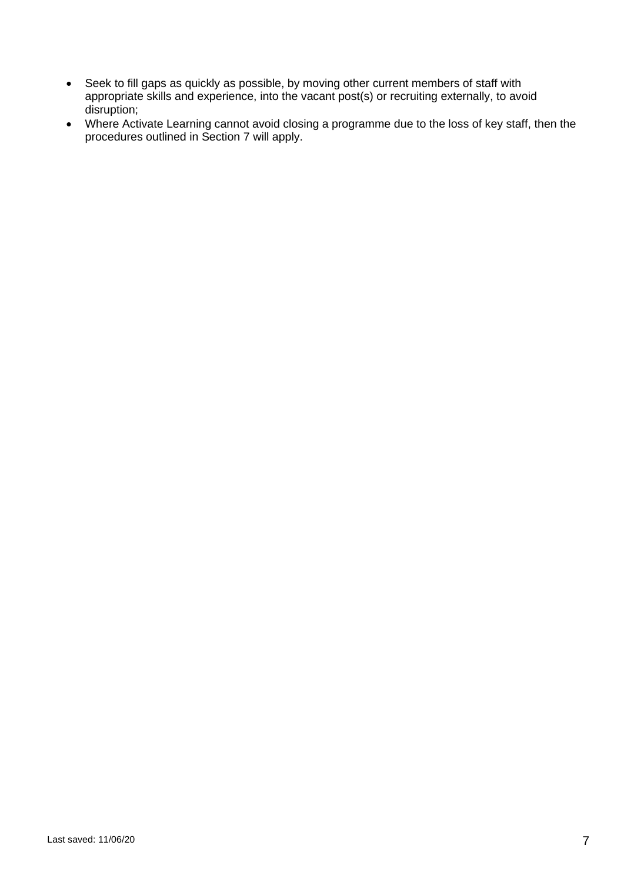- Seek to fill gaps as quickly as possible, by moving other current members of staff with appropriate skills and experience, into the vacant post(s) or recruiting externally, to avoid disruption;
- Where Activate Learning cannot avoid closing a programme due to the loss of key staff, then the procedures outlined in Section 7 will apply.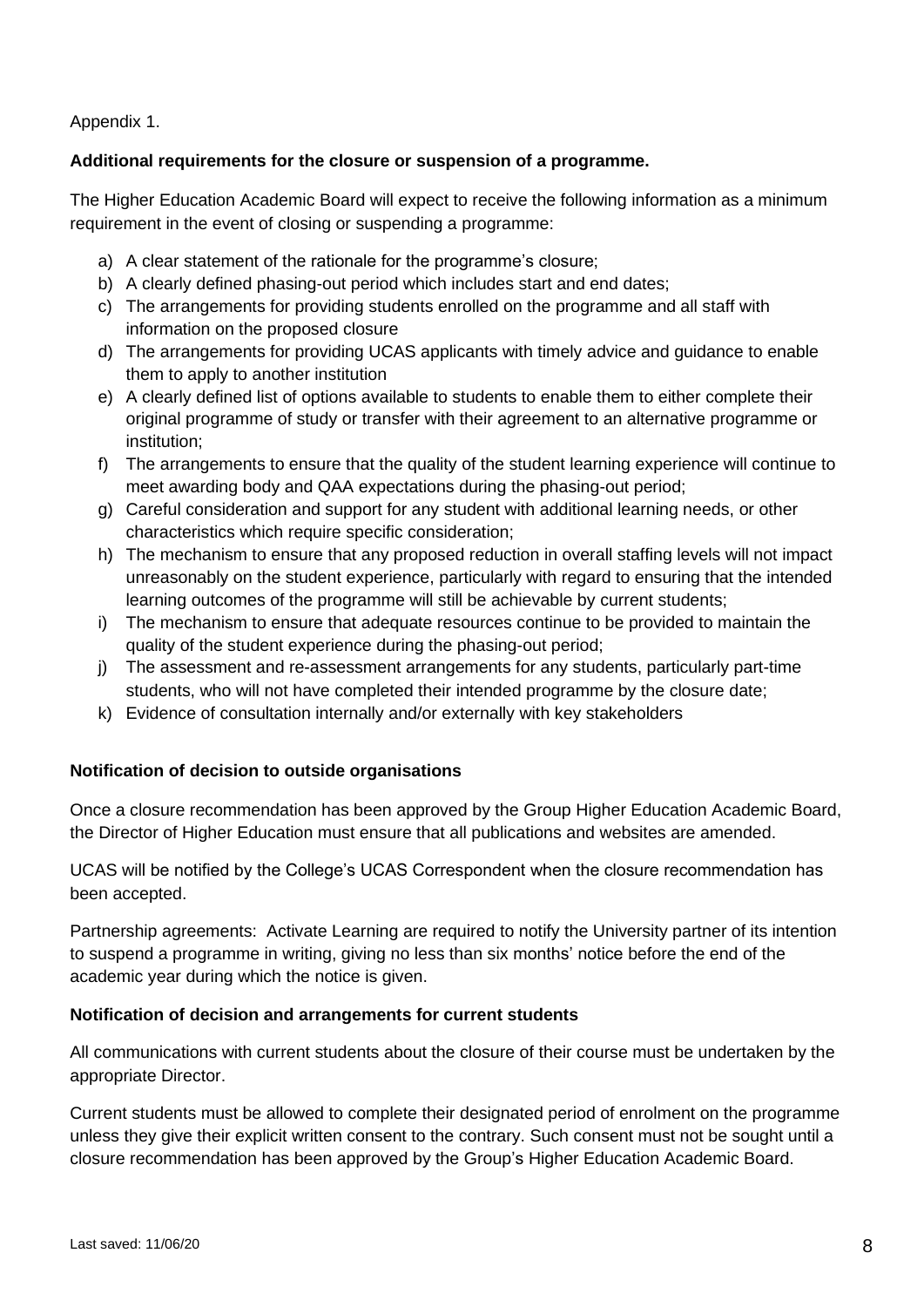Appendix 1.

**Additional requirements for the closure or suspension of a programme.**

The Higher Education Academic Board will expect to receive the following information as a minimum requirement in the event of closing or suspending a programme:

a) A clear statement of the rationale for the programme's closure;
b) A clearly defined phasing-out period which includes start and end dates;
c) The arrangements for providing students enrolled on the programme and all staff with information on the proposed closure
d) The arrangements for providing UCAS applicants with timely advice and guidance to enable them to apply to another institution
e) A clearly defined list of options available to students to enable them to either complete their original programme of study or transfer with their agreement to an alternative programme or institution;
f) The arrangements to ensure that the quality of the student learning experience will continue to meet awarding body and QAA expectations during the phasing-out period;
g) Careful consideration and support for any student with additional learning needs, or other characteristics which require specific consideration;
h) The mechanism to ensure that any proposed reduction in overall staffing levels will not impact unreasonably on the student experience, particularly with regard to ensuring that the intended learning outcomes of the programme will still be achievable by current students;
i) The mechanism to ensure that adequate resources continue to be provided to maintain the quality of the student experience during the phasing-out period;
j) The assessment and re-assessment arrangements for any students, particularly part-time students, who will not have completed their intended programme by the closure date;
k) Evidence of consultation internally and/or externally with key stakeholders

**Notification of decision to outside organisations**

Once a closure recommendation has been approved by the Group Higher Education Academic Board, the Director of Higher Education must ensure that all publications and websites are amended.

UCAS will be notified by the College's UCAS Correspondent when the closure recommendation has been accepted.

Partnership agreements: Activate Learning are required to notify the University partner of its intention to suspend a programme in writing, giving no less than six months' notice before the end of the academic year during which the notice is given.

**Notification of decision and arrangements for current students**

All communications with current students about the closure of their course must be undertaken by the appropriate Director.

Current students must be allowed to complete their designated period of enrolment on the programme unless they give their explicit written consent to the contrary. Such consent must not be sought until a closure recommendation has been approved by the Group's Higher Education Academic Board.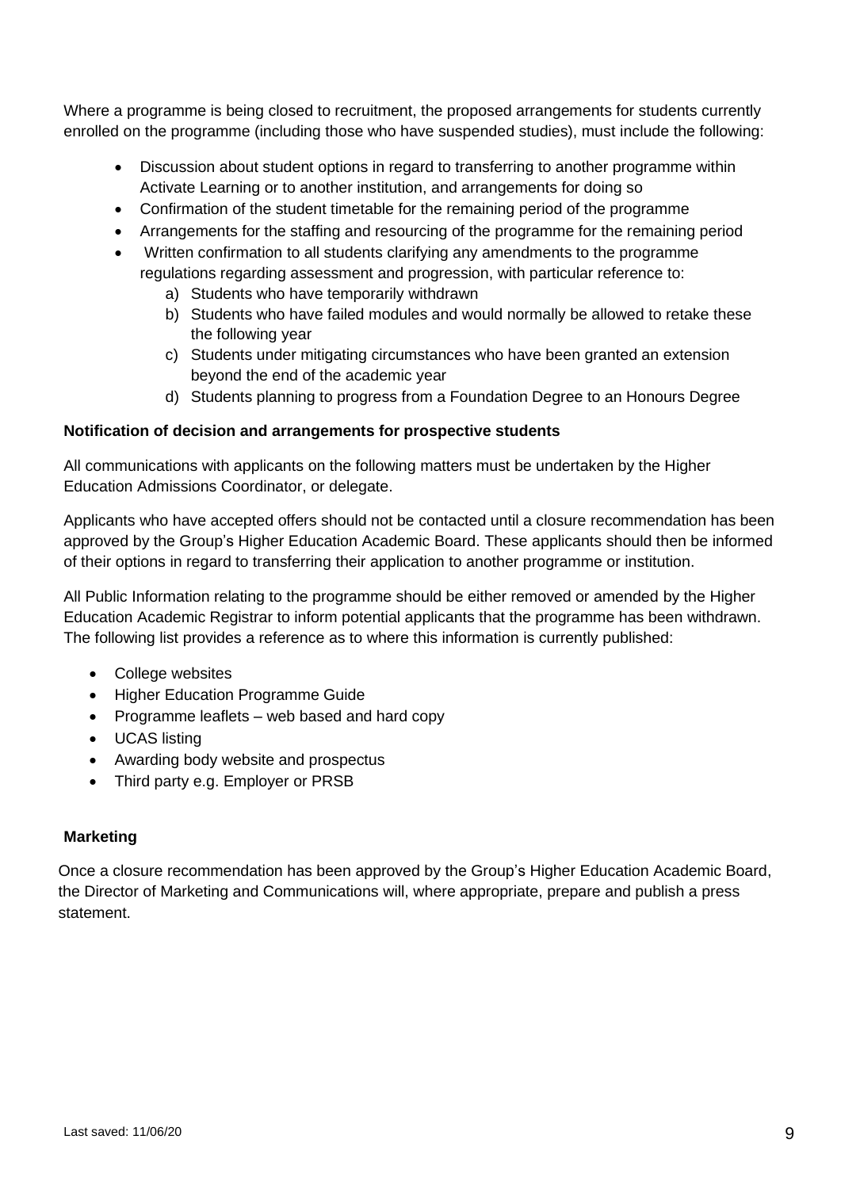Where a programme is being closed to recruitment, the proposed arrangements for students currently enrolled on the programme (including those who have suspended studies), must include the following:

- Discussion about student options in regard to transferring to another programme within Activate Learning or to another institution, and arrangements for doing so
- Confirmation of the student timetable for the remaining period of the programme
- Arrangements for the staffing and resourcing of the programme for the remaining period
- Written confirmation to all students clarifying any amendments to the programme regulations regarding assessment and progression, with particular reference to:
  a) Students who have temporarily withdrawn
  b) Students who have failed modules and would normally be allowed to retake these the following year
  c) Students under mitigating circumstances who have been granted an extension beyond the end of the academic year
  d) Students planning to progress from a Foundation Degree to an Honours Degree

**Notification of decision and arrangements for prospective students**

All communications with applicants on the following matters must be undertaken by the Higher Education Admissions Coordinator, or delegate.

Applicants who have accepted offers should not be contacted until a closure recommendation has been approved by the Group's Higher Education Academic Board. These applicants should then be informed of their options in regard to transferring their application to another programme or institution.

All Public Information relating to the programme should be either removed or amended by the Higher Education Academic Registrar to inform potential applicants that the programme has been withdrawn. The following list provides a reference as to where this information is currently published:

- College websites
- Higher Education Programme Guide
- Programme leaflets – web based and hard copy
- UCAS listing
- Awarding body website and prospectus
- Third party e.g. Employer or PRSB

**Marketing**

Once a closure recommendation has been approved by the Group's Higher Education Academic Board, the Director of Marketing and Communications will, where appropriate, prepare and publish a press statement.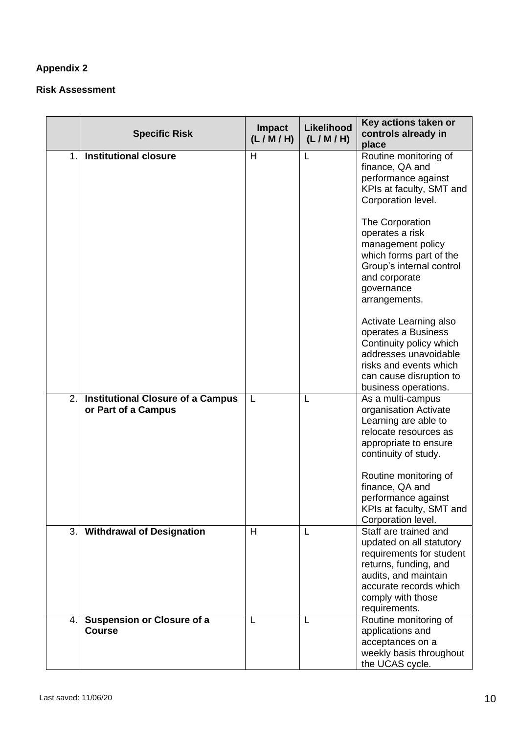**Appendix 2**

**Risk Assessment**

| | **Specific Risk** | **Impact (L / M / H)** | **Likelihood (L / M / H)** | **Key actions taken or controls already in place** |
|---|---|---|---|---|
| 1. | **Institutional closure** | H | L | Routine monitoring of finance, QA and performance against KPIs at faculty, SMT and Corporation level.<br><br>The Corporation operates a risk management policy which forms part of the Group's internal control and corporate governance arrangements.<br><br>Activate Learning also operates a Business Continuity policy which addresses unavoidable risks and events which can cause disruption to business operations. |
| 2. | **Institutional Closure of a Campus or Part of a Campus** | L | L | As a multi-campus organisation Activate Learning are able to relocate resources as appropriate to ensure continuity of study.<br><br>Routine monitoring of finance, QA and performance against KPIs at faculty, SMT and Corporation level. |
| 3. | **Withdrawal of Designation** | H | L | Staff are trained and updated on all statutory requirements for student returns, funding, and audits, and maintain accurate records which comply with those requirements. |
| 4. | **Suspension or Closure of a Course** | L | L | Routine monitoring of applications and acceptances on a weekly basis throughout the UCAS cycle. |

Last saved: 11/06/20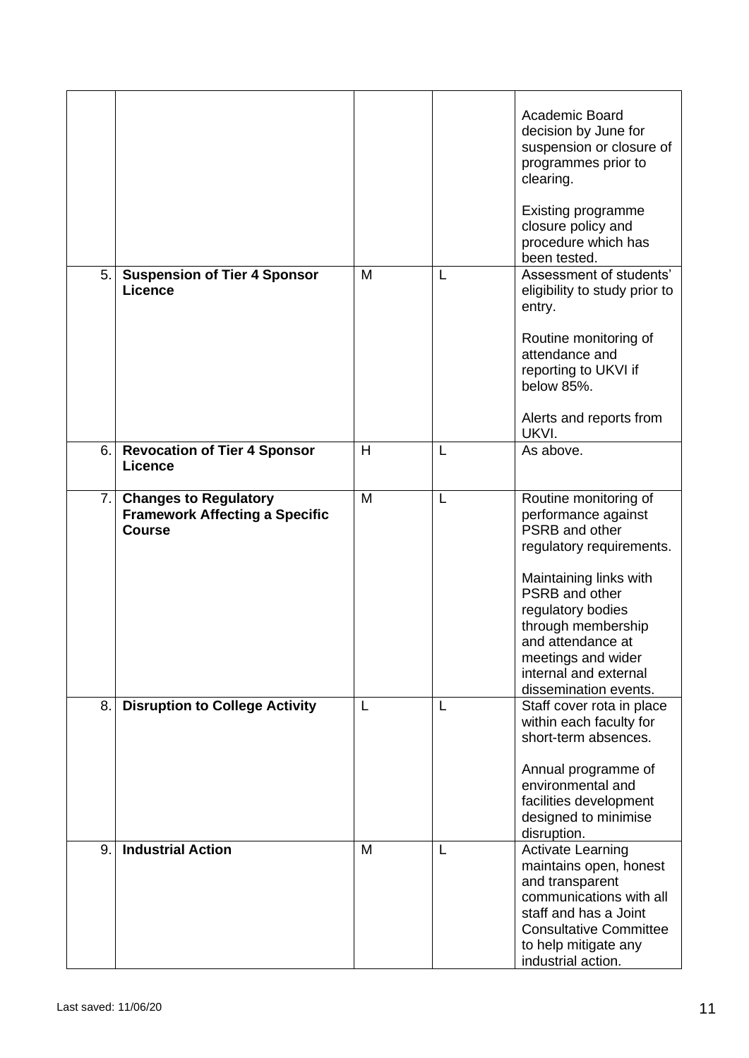| | | | | |
|---|---|---|---|---|
| | | | | Academic Board decision by June for suspension or closure of programmes prior to clearing.<br><br>Existing programme closure policy and procedure which has been tested. |
| 5. | **Suspension of Tier 4 Sponsor Licence** | M | L | Assessment of students' eligibility to study prior to entry.<br><br>Routine monitoring of attendance and reporting to UKVI if below 85%.<br><br>Alerts and reports from UKVI. |
| 6. | **Revocation of Tier 4 Sponsor Licence** | H | L | As above. |
| 7. | **Changes to Regulatory Framework Affecting a Specific Course** | M | L | Routine monitoring of performance against PSRB and other regulatory requirements.<br><br>Maintaining links with PSRB and other regulatory bodies through membership and attendance at meetings and wider internal and external dissemination events. |
| 8. | **Disruption to College Activity** | L | L | Staff cover rota in place within each faculty for short-term absences.<br><br>Annual programme of environmental and facilities development designed to minimise disruption. |
| 9. | **Industrial Action** | M | L | Activate Learning maintains open, honest and transparent communications with all staff and has a Joint Consultative Committee to help mitigate any industrial action. |

Last saved: 11/06/20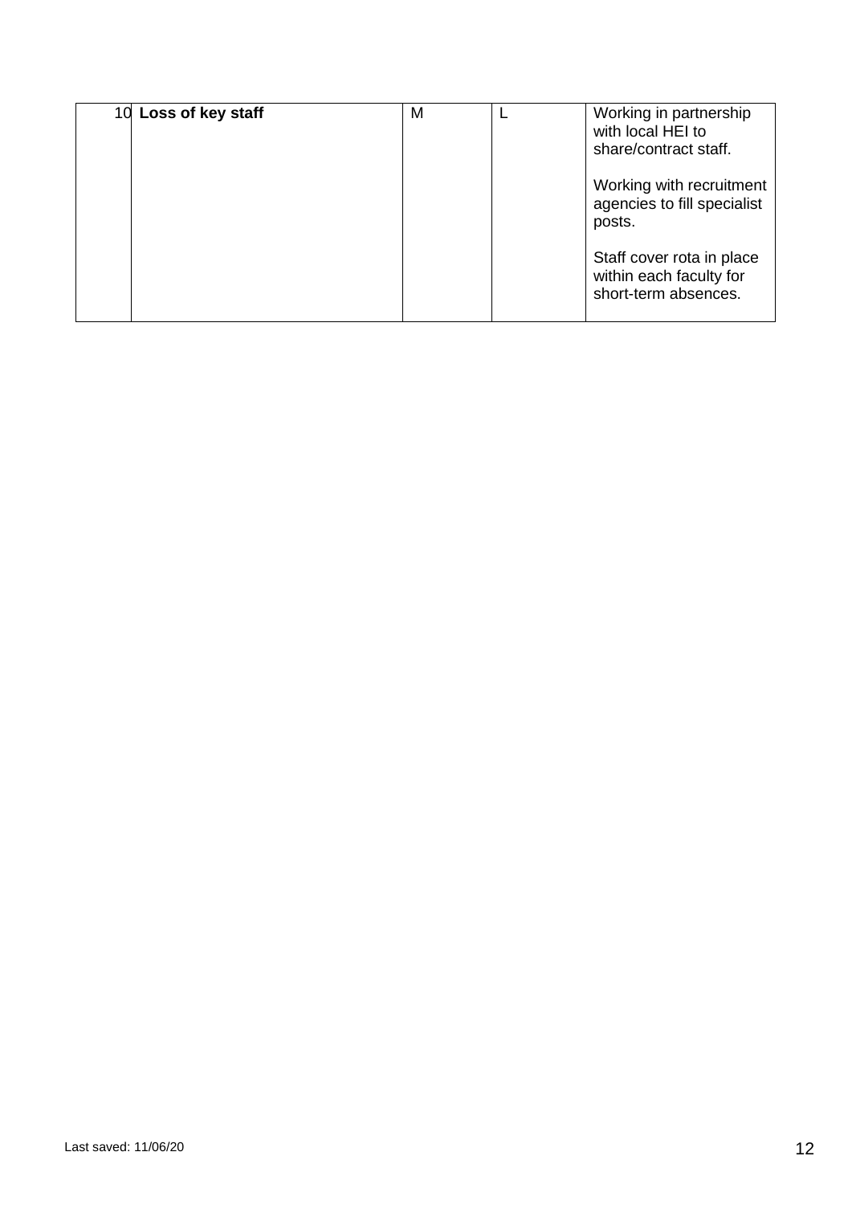| | | | | |
|---|---|---|---|---|
| 10 | **Loss of key staff** | M | L | Working in partnership with local HEI to share/contract staff.<br><br>Working with recruitment agencies to fill specialist posts.<br><br>Staff cover rota in place within each faculty for short-term absences. |

Last saved: 11/06/20